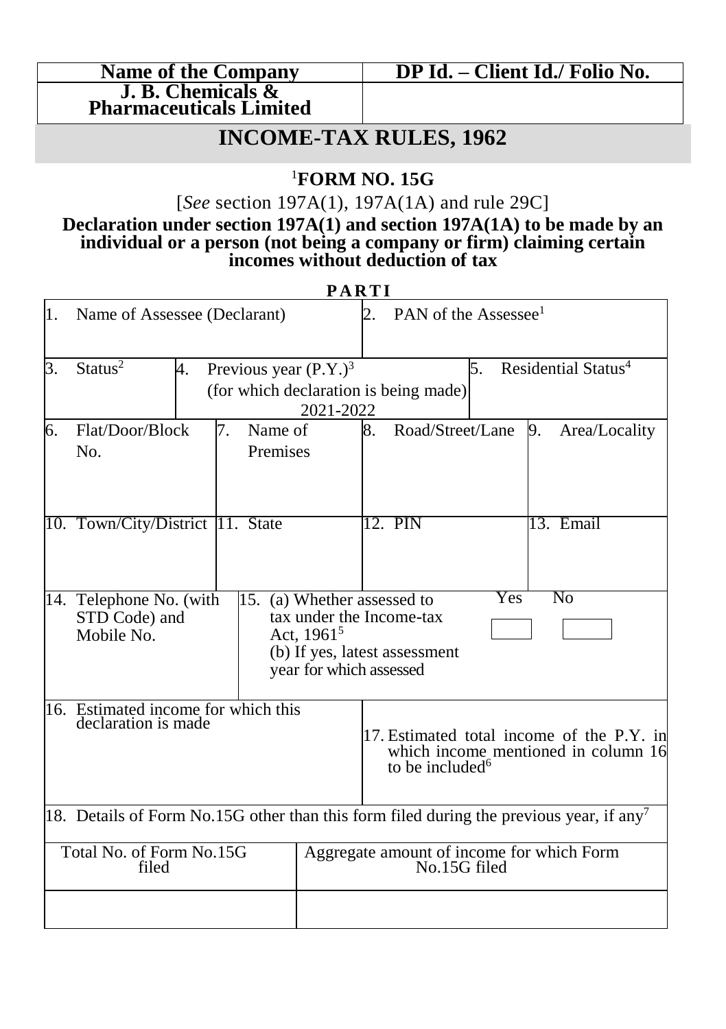| Name of the Company | DP Id. – Client Id./ Folio No. |
|---|---|
| J. B. Chemicals & Pharmaceuticals Limited | |

# INCOME-TAX RULES, 1962

## [1]FORM NO. 15G

[*See* section 197A(1), 197A(1A) and rule 29C]

**Declaration under section 197A(1) and section 197A(1A) to be made by an individual or a person (not being a company or firm) claiming certain incomes without deduction of tax**

**PART I**

| 1. Name of Assessee (Declarant) | | | 2. PAN of the Assessee[1] | |
|---|---|---|---|---|
| 3. Status[2] | 4. Previous year (P.Y.)[3] (for which declaration is being made) 2021-2022 | | | 5. Residential Status[4] |
| 6. Flat/Door/Block No. | 7. Name of Premises | | 8. Road/Street/Lane | 9. Area/Locality |
| 10. Town/City/District | 11. State | | 12. PIN | 13. Email |
| 14. Telephone No. (with STD Code) and Mobile No. | 15. (a) Whether assessed to tax under the Income-tax Act, 1961[5] (b) If yes, latest assessment year for which assessed | | Yes ☐ No ☐ | |
| 16. Estimated income for which this declaration is made | | | 17. Estimated total income of the P.Y. in which income mentioned in column 16 to be included[6] | |
| 18. Details of Form No.15G other than this form filed during the previous year, if any[7] | | | | |
| Total No. of Form No.15G filed | | Aggregate amount of income for which Form No.15G filed | | |
| | | | | |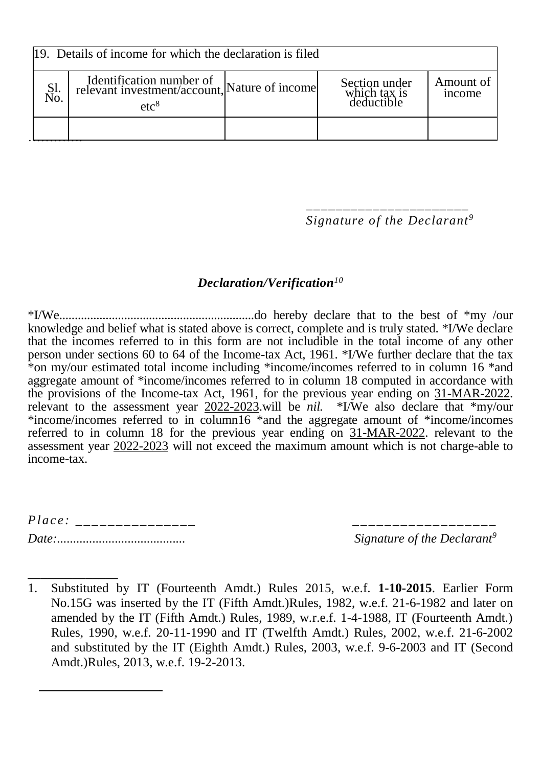| 19. Details of income for which the declaration is filed | | | | |
|---|---|---|---|---|
| Sl. No. | Identification number of relevant investment/account, etc[8] | Nature of income | Section under which tax is deductible | Amount of income |
| | | | | |

…………

_______________________
*Signature of the Declarant*[9]

### *Declaration/Verification*[10]

*I/We...............................................................do hereby declare that to the best of *my /our knowledge and belief what is stated above is correct, complete and is truly stated. *I/We declare that the incomes referred to in this form are not includible in the total income of any other person under sections 60 to 64 of the Income-tax Act, 1961. *I/We further declare that the tax *on my/our estimated total income including *income/incomes referred to in column 16 *and aggregate amount of *income/incomes referred to in column 18 computed in accordance with the provisions of the Income-tax Act, 1961, for the previous year ending on 31-MAR-2022. relevant to the assessment year 2022-2023.will be *nil.* *I/We also declare that *my/our *income/incomes referred to in column16 *and the aggregate amount of *income/incomes referred to in column 18 for the previous year ending on 31-MAR-2022. relevant to the assessment year 2022-2023 will not exceed the maximum amount which is not charge-able to income-tax.

*Place:* ________________

*Date:*........................................

__________________
*Signature of the Declarant*[9]

______________

1. Substituted by IT (Fourteenth Amdt.) Rules 2015, w.e.f. **1-10-2015**. Earlier Form No.15G was inserted by the IT (Fifth Amdt.)Rules, 1982, w.e.f. 21-6-1982 and later on amended by the IT (Fifth Amdt.) Rules, 1989, w.r.e.f. 1-4-1988, IT (Fourteenth Amdt.) Rules, 1990, w.e.f. 20-11-1990 and IT (Twelfth Amdt.) Rules, 2002, w.e.f. 21-6-2002 and substituted by the IT (Eighth Amdt.) Rules, 2003, w.e.f. 9-6-2003 and IT (Second Amdt.)Rules, 2013, w.e.f. 19-2-2013.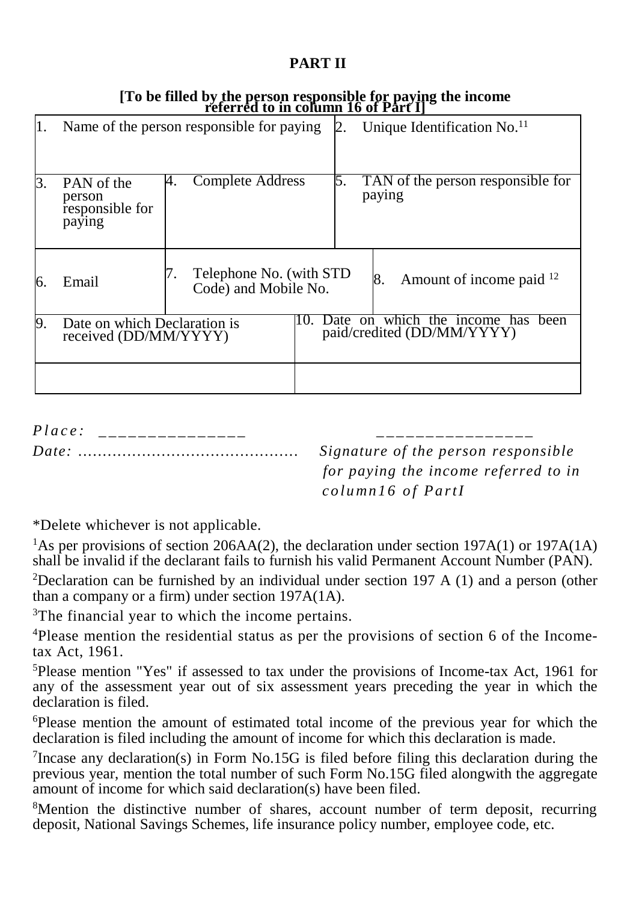**PART II**

**[To be filled by the person responsible for paying the income referred to in column 16 of Part I]**

| 1. Name of the person responsible for paying | | 2. Unique Identification No.[11] | |
|---|---|---|---|
| 3. PAN of the person responsible for paying | 4. Complete Address | 5. TAN of the person responsible for paying | |
| 6. Email | 7. Telephone No. (with STD Code) and Mobile No. | | 8. Amount of income paid [12] |
| 9. Date on which Declaration is received (DD/MM/YYYY) | | 10. Date on which the income has been paid/credited (DD/MM/YYYY) | |
| | | | |

*Place:* _______________

*Date:* .............................................

_______________

*Signature of the person responsible for paying the income referred to in column16 of PartI*

*Delete whichever is not applicable.

[1]As per provisions of section 206AA(2), the declaration under section 197A(1) or 197A(1A) shall be invalid if the declarant fails to furnish his valid Permanent Account Number (PAN).

[2]Declaration can be furnished by an individual under section 197 A (1) and a person (other than a company or a firm) under section 197A(1A).

[3]The financial year to which the income pertains.

[4]Please mention the residential status as per the provisions of section 6 of the Income-tax Act, 1961.

[5]Please mention "Yes" if assessed to tax under the provisions of Income-tax Act, 1961 for any of the assessment year out of six assessment years preceding the year in which the declaration is filed.

[6]Please mention the amount of estimated total income of the previous year for which the declaration is filed including the amount of income for which this declaration is made.

[7]Incase any declaration(s) in Form No.15G is filed before filing this declaration during the previous year, mention the total number of such Form No.15G filed alongwith the aggregate amount of income for which said declaration(s) have been filed.

[8]Mention the distinctive number of shares, account number of term deposit, recurring deposit, National Savings Schemes, life insurance policy number, employee code, etc.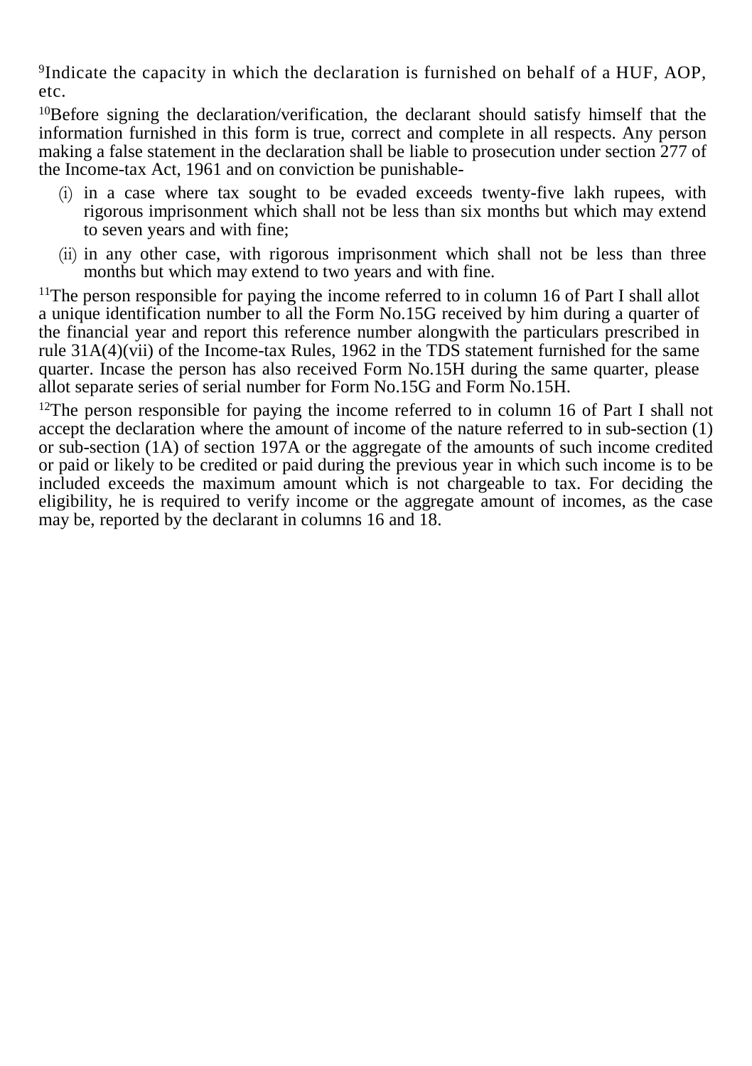[9]Indicate the capacity in which the declaration is furnished on behalf of a HUF, AOP, etc.

[10]Before signing the declaration/verification, the declarant should satisfy himself that the information furnished in this form is true, correct and complete in all respects. Any person making a false statement in the declaration shall be liable to prosecution under section 277 of the Income-tax Act, 1961 and on conviction be punishable-

(i) in a case where tax sought to be evaded exceeds twenty-five lakh rupees, with rigorous imprisonment which shall not be less than six months but which may extend to seven years and with fine;

(ii) in any other case, with rigorous imprisonment which shall not be less than three months but which may extend to two years and with fine.

[11]The person responsible for paying the income referred to in column 16 of Part I shall allot a unique identification number to all the Form No.15G received by him during a quarter of the financial year and report this reference number alongwith the particulars prescribed in rule 31A(4)(vii) of the Income-tax Rules, 1962 in the TDS statement furnished for the same quarter. Incase the person has also received Form No.15H during the same quarter, please allot separate series of serial number for Form No.15G and Form No.15H.

[12]The person responsible for paying the income referred to in column 16 of Part I shall not accept the declaration where the amount of income of the nature referred to in sub-section (1) or sub-section (1A) of section 197A or the aggregate of the amounts of such income credited or paid or likely to be credited or paid during the previous year in which such income is to be included exceeds the maximum amount which is not chargeable to tax. For deciding the eligibility, he is required to verify income or the aggregate amount of incomes, as the case may be, reported by the declarant in columns 16 and 18.